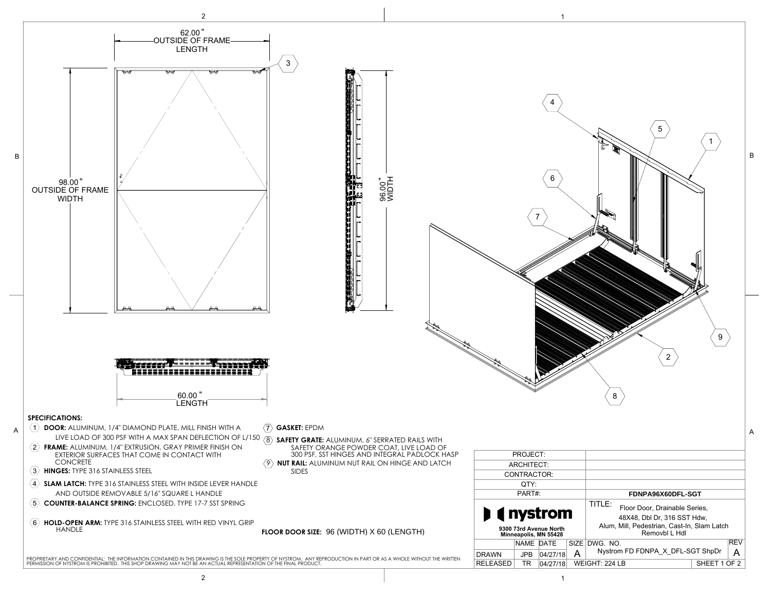62.00" OUTSIDE OF FRAME LENGTH

98.00" OUTSIDE OF FRAME WIDTH

96.00" WIDTH

60.00" LENGTH

## SPECIFICATIONS:

1. **DOOR:** ALUMINUM, 1/4" DIAMOND PLATE, MILL FINISH WITH A LIVE LOAD OF 300 PSF WITH A MAX SPAN DEFLECTION OF L/150
2. **FRAME:** ALUMINUM, 1/4" EXTRUSION, GRAY PRIMER FINISH ON EXTERIOR SURFACES THAT COME IN CONTACT WITH CONCRETE
3. **HINGES:** TYPE 316 STAINLESS STEEL
4. **SLAM LATCH:** TYPE 316 STAINLESS STEEL WITH INSIDE LEVER HANDLE AND OUTSIDE REMOVABLE 5/16" SQUARE L HANDLE
5. **COUNTER-BALANCE SPRING:** ENCLOSED, TYPE 17-7 SST SPRING
6. **HOLD-OPEN ARM:** TYPE 316 STAINLESS STEEL WITH RED VINYL GRIP HANDLE
7. **GASKET:** EPDM
8. **SAFETY GRATE:** ALUMINUM, 6" SERRATED RAILS WITH SAFETY ORANGE POWDER COAT, LIVE LOAD OF 300 PSF, SST HINGES AND INTEGRAL PADLOCK HASP
9. **NUT RAIL:** ALUMINUM NUT RAIL ON HINGE AND LATCH SIDES

**FLOOR DOOR SIZE:** 96 (WIDTH) X 60 (LENGTH)

PROPRIETARY AND CONFIDENTIAL: THE INFORMATION CONTAINED IN THIS DRAWING IS THE SOLE PROPERTY OF NYSTROM. ANY REPRODUCTION IN PART OR AS A WHOLE WITHOUT THE WRITTEN PERMISSION OF NYSTROM IS PROHIBITED. THIS SHOP DRAWING MAY NOT BE AN ACTUAL REPRESENTATION OF THE FINAL PRODUCT.

| | |
|---|---|
| PROJECT: | |
| ARCHITECT: | |
| CONTRACTOR: | |
| QTY: | |
| PART#: | FDNPA96X60DFL-SGT |

nystrom
9300 73rd Avenue North
Minneapolis, MN 55428

TITLE: Floor Door, Drainable Series, 48X48, Dbl Dr, 316 SST Hdw, Alum, Mill, Pedestrian, Cast-In, Slam Latch Removbl L Hdl

| | NAME | DATE | SIZE | DWG. NO. | REV |
|---|---|---|---|---|---|
| DRAWN | JPB | 04/27/18 | A | Nystrom FD FDNPA_X_DFL-SGT ShpDr | A |
| RELEASED | TR | 04/27/18 | WEIGHT: 224 LB | | SHEET 1 OF 2 |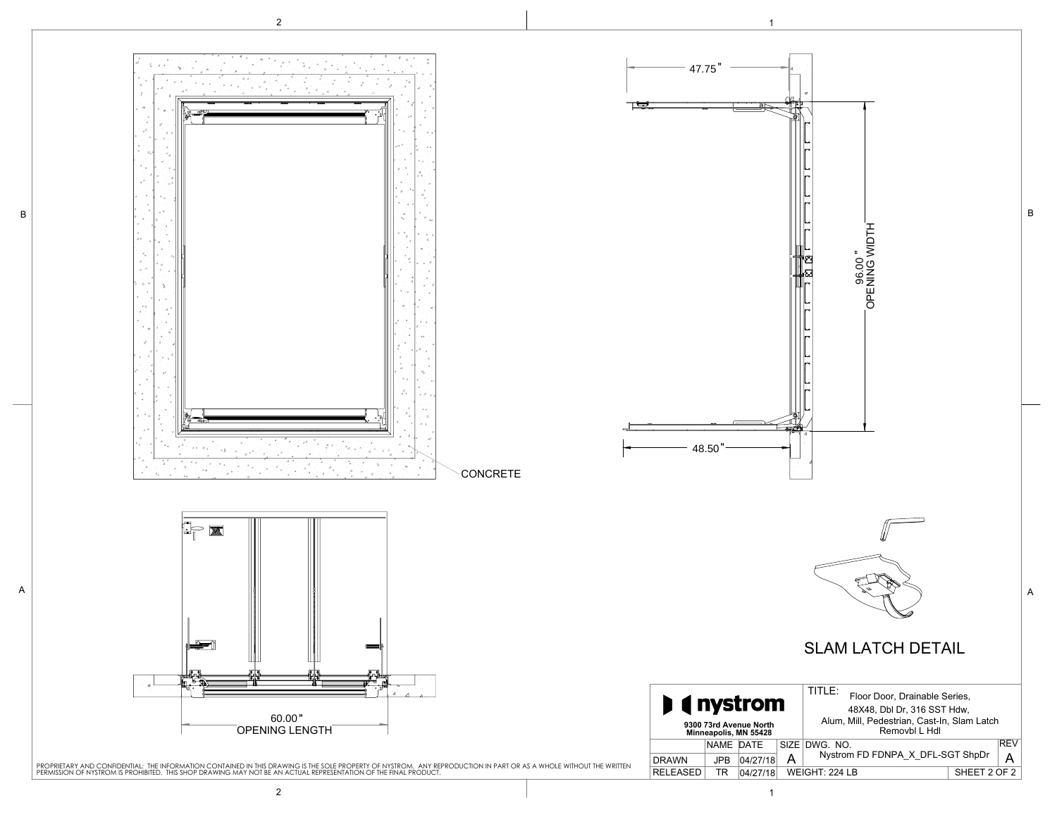47.75"

96.00"
OPENING WIDTH

48.50"

CONCRETE

60.00"
OPENING LENGTH

SLAM LATCH DETAIL

PROPRIETARY AND CONFIDENTIAL: THE INFORMATION CONTAINED IN THIS DRAWING IS THE SOLE PROPERTY OF NYSTROM. ANY REPRODUCTION IN PART OR AS A WHOLE WITHOUT THE WRITTEN PERMISSION OF NYSTROM IS PROHIBITED. THIS SHOP DRAWING MAY NOT BE AN ACTUAL REPRESENTATION OF THE FINAL PRODUCT.

| | | | | |
|---|---|---|---|---|
| **nystrom** 9300 73rd Avenue North Minneapolis, MN 55428 | | | TITLE: Floor Door, Drainable Series, 48X48, Dbl Dr, 316 SST Hdw, Alum, Mill, Pedestrian, Cast-In, Slam Latch Removbl L Hdl | |
| | NAME | DATE | SIZE | DWG. NO. Nystrom FD FDNPA_X_DFL-SGT ShpDr | REV |
| DRAWN | JPB | 04/27/18 | A | | A |
| RELEASED | TR | 04/27/18 | WEIGHT: 224 LB | | SHEET 2 OF 2 |